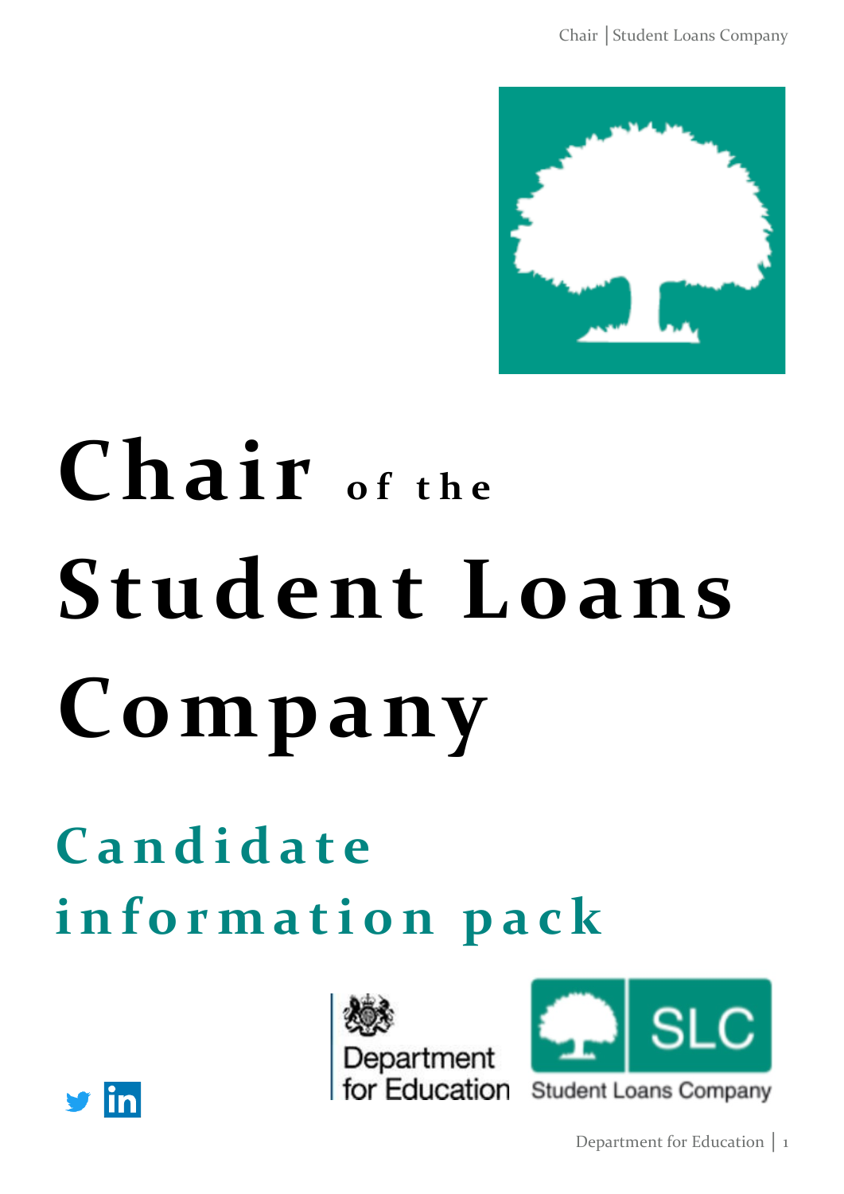# Chair of the Student Loans Company

## Candidate information pack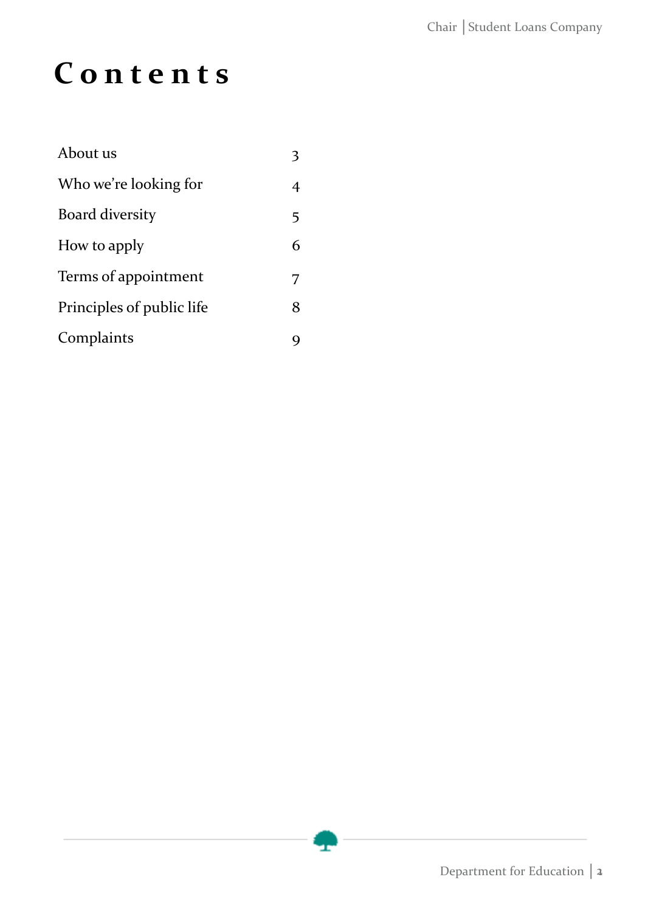# Contents

| | |
|---|---|
| About us | 3 |
| Who we're looking for | 4 |
| Board diversity | 5 |
| How to apply | 6 |
| Terms of appointment | 7 |
| Principles of public life | 8 |
| Complaints | 9 |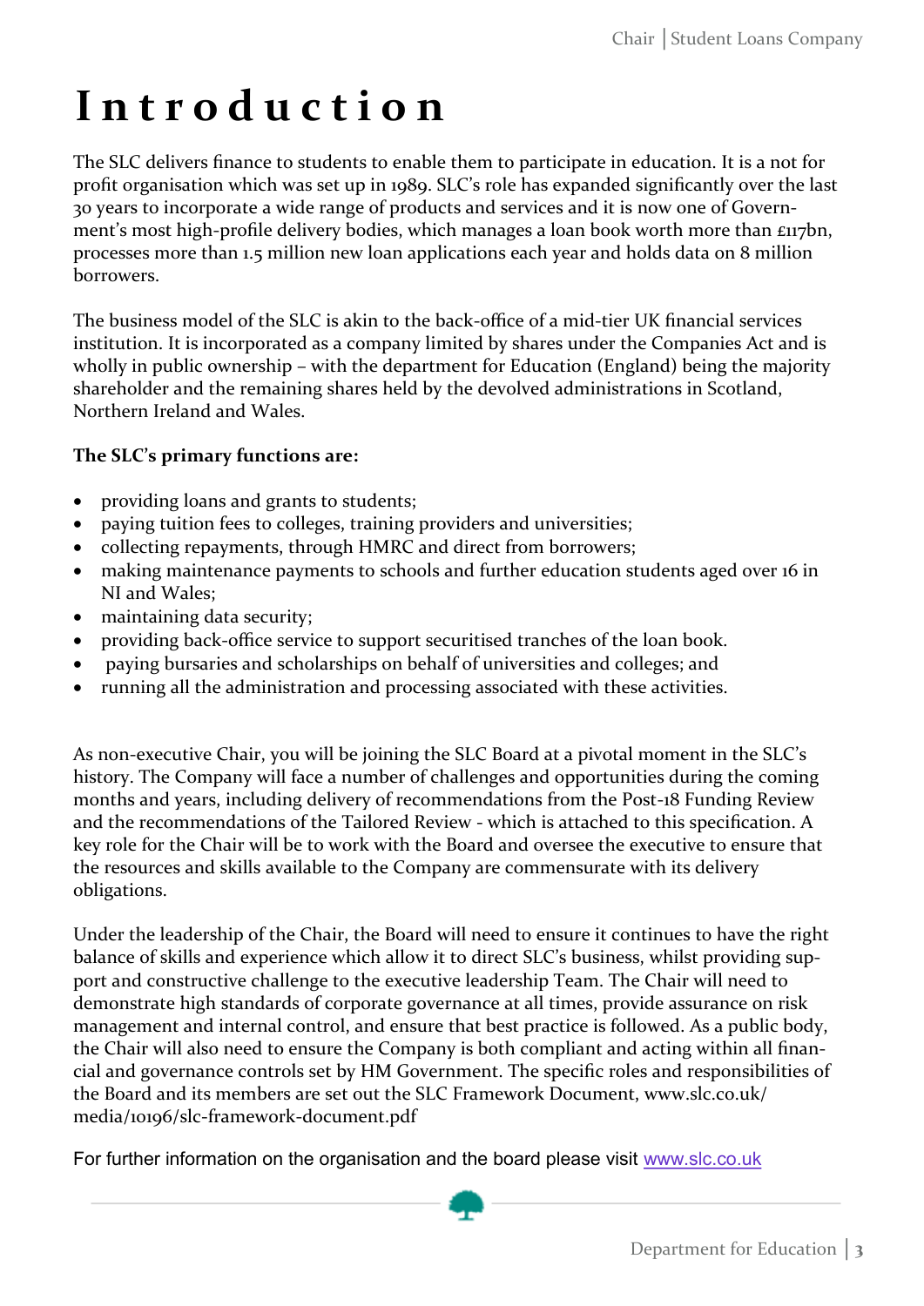# Introduction

The SLC delivers finance to students to enable them to participate in education. It is a not for profit organisation which was set up in 1989. SLC's role has expanded significantly over the last 30 years to incorporate a wide range of products and services and it is now one of Government's most high-profile delivery bodies, which manages a loan book worth more than £117bn, processes more than 1.5 million new loan applications each year and holds data on 8 million borrowers.

The business model of the SLC is akin to the back-office of a mid-tier UK financial services institution. It is incorporated as a company limited by shares under the Companies Act and is wholly in public ownership – with the department for Education (England) being the majority shareholder and the remaining shares held by the devolved administrations in Scotland, Northern Ireland and Wales.

**The SLC's primary functions are:**

- providing loans and grants to students;
- paying tuition fees to colleges, training providers and universities;
- collecting repayments, through HMRC and direct from borrowers;
- making maintenance payments to schools and further education students aged over 16 in NI and Wales;
- maintaining data security;
- providing back-office service to support securitised tranches of the loan book.
- paying bursaries and scholarships on behalf of universities and colleges; and
- running all the administration and processing associated with these activities.

As non-executive Chair, you will be joining the SLC Board at a pivotal moment in the SLC's history. The Company will face a number of challenges and opportunities during the coming months and years, including delivery of recommendations from the Post-18 Funding Review and the recommendations of the Tailored Review - which is attached to this specification. A key role for the Chair will be to work with the Board and oversee the executive to ensure that the resources and skills available to the Company are commensurate with its delivery obligations.

Under the leadership of the Chair, the Board will need to ensure it continues to have the right balance of skills and experience which allow it to direct SLC's business, whilst providing support and constructive challenge to the executive leadership Team. The Chair will need to demonstrate high standards of corporate governance at all times, provide assurance on risk management and internal control, and ensure that best practice is followed. As a public body, the Chair will also need to ensure the Company is both compliant and acting within all financial and governance controls set by HM Government. The specific roles and responsibilities of the Board and its members are set out the SLC Framework Document, www.slc.co.uk/media/10196/slc-framework-document.pdf

For further information on the organisation and the board please visit [www.slc.co.uk](www.slc.co.uk)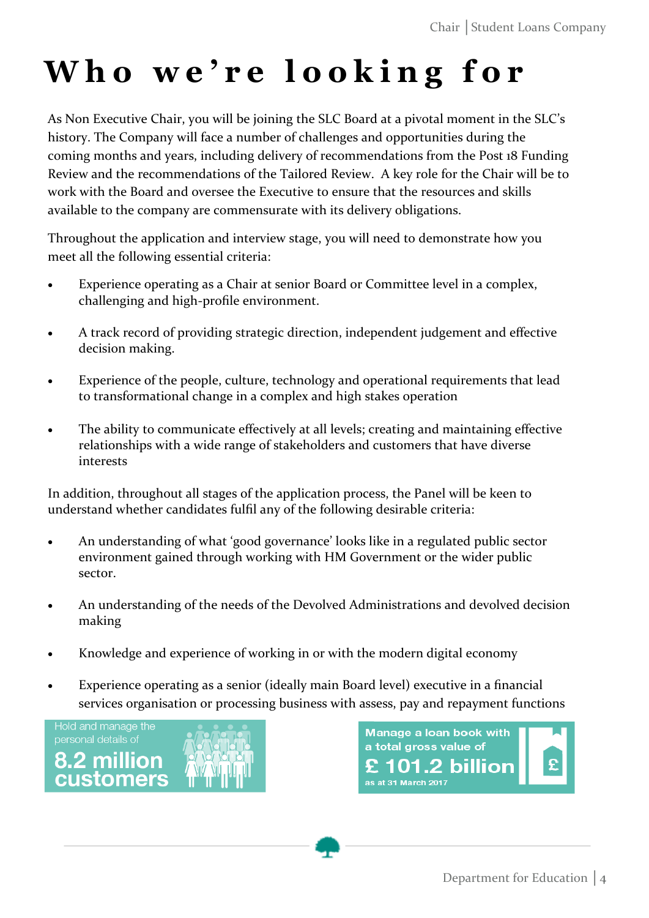# Who we're looking for

As Non Executive Chair, you will be joining the SLC Board at a pivotal moment in the SLC's history. The Company will face a number of challenges and opportunities during the coming months and years, including delivery of recommendations from the Post 18 Funding Review and the recommendations of the Tailored Review. A key role for the Chair will be to work with the Board and oversee the Executive to ensure that the resources and skills available to the company are commensurate with its delivery obligations.

Throughout the application and interview stage, you will need to demonstrate how you meet all the following essential criteria:

- Experience operating as a Chair at senior Board or Committee level in a complex, challenging and high-profile environment.
- A track record of providing strategic direction, independent judgement and effective decision making.
- Experience of the people, culture, technology and operational requirements that lead to transformational change in a complex and high stakes operation
- The ability to communicate effectively at all levels; creating and maintaining effective relationships with a wide range of stakeholders and customers that have diverse interests

In addition, throughout all stages of the application process, the Panel will be keen to understand whether candidates fulfil any of the following desirable criteria:

- An understanding of what 'good governance' looks like in a regulated public sector environment gained through working with HM Government or the wider public sector.
- An understanding of the needs of the Devolved Administrations and devolved decision making
- Knowledge and experience of working in or with the modern digital economy
- Experience operating as a senior (ideally main Board level) executive in a financial services organisation or processing business with assess, pay and repayment functions

Hold and manage the personal details of **8.2 million customers**

Manage a loan book with a total gross value of **£ 101.2 billion** as at 31 March 2017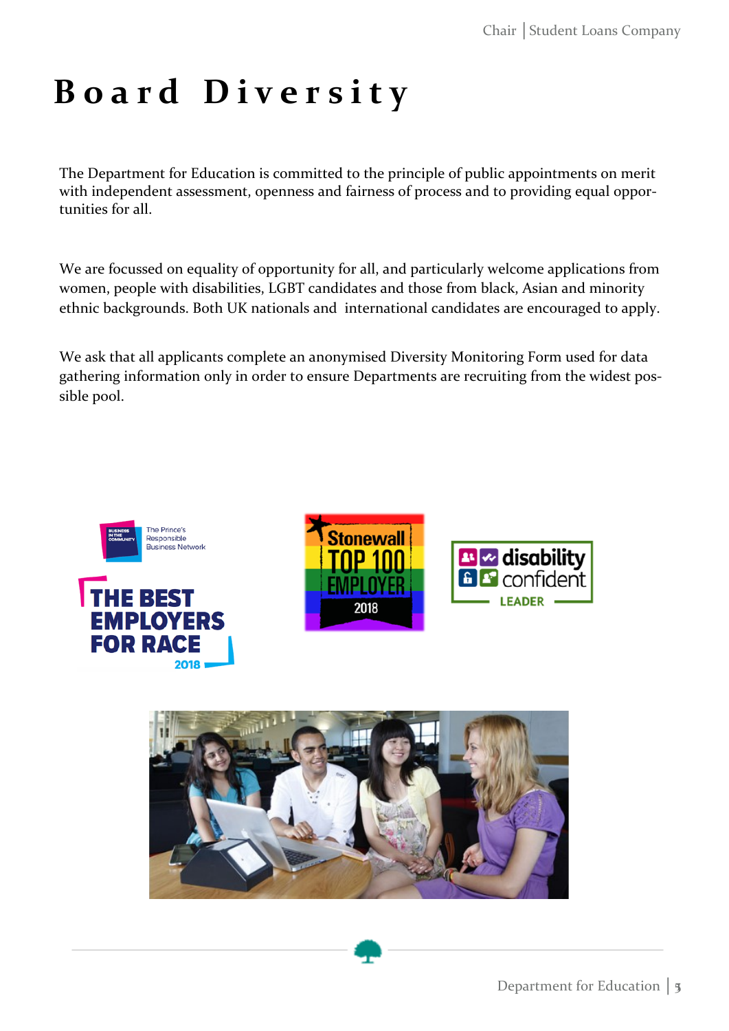# Board Diversity

The Department for Education is committed to the principle of public appointments on merit with independent assessment, openness and fairness of process and to providing equal opportunities for all.

We are focussed on equality of opportunity for all, and particularly welcome applications from women, people with disabilities, LGBT candidates and those from black, Asian and minority ethnic backgrounds. Both UK nationals and international candidates are encouraged to apply.

We ask that all applicants complete an anonymised Diversity Monitoring Form used for data gathering information only in order to ensure Departments are recruiting from the widest possible pool.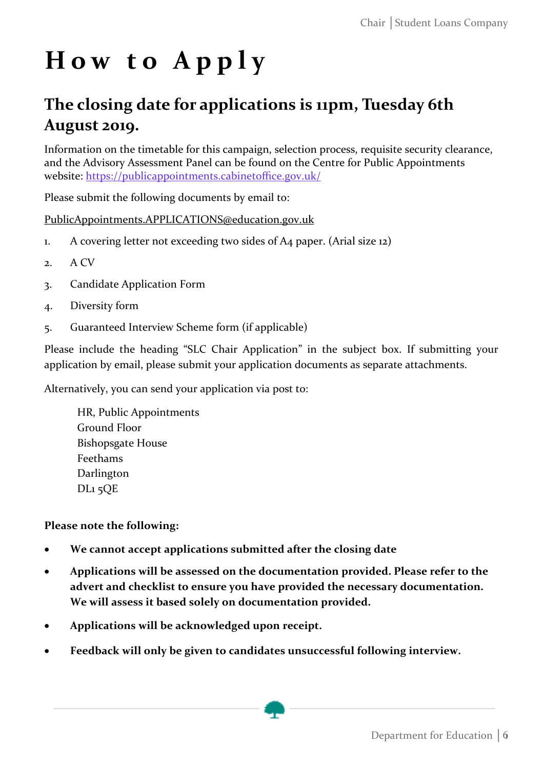# How to Apply

## The closing date for applications is 11pm, Tuesday 6th August 2019.

Information on the timetable for this campaign, selection process, requisite security clearance, and the Advisory Assessment Panel can be found on the Centre for Public Appointments website: https://publicappointments.cabinetoffice.gov.uk/

Please submit the following documents by email to:

PublicAppointments.APPLICATIONS@education.gov.uk

1. A covering letter not exceeding two sides of A4 paper. (Arial size 12)
2. A CV
3. Candidate Application Form
4. Diversity form
5. Guaranteed Interview Scheme form (if applicable)

Please include the heading "SLC Chair Application" in the subject box. If submitting your application by email, please submit your application documents as separate attachments.

Alternatively, you can send your application via post to:

HR, Public Appointments
Ground Floor
Bishopsgate House
Feethams
Darlington
DL1 5QE

**Please note the following:**

- **We cannot accept applications submitted after the closing date**
- **Applications will be assessed on the documentation provided. Please refer to the advert and checklist to ensure you have provided the necessary documentation. We will assess it based solely on documentation provided.**
- **Applications will be acknowledged upon receipt.**
- **Feedback will only be given to candidates unsuccessful following interview.**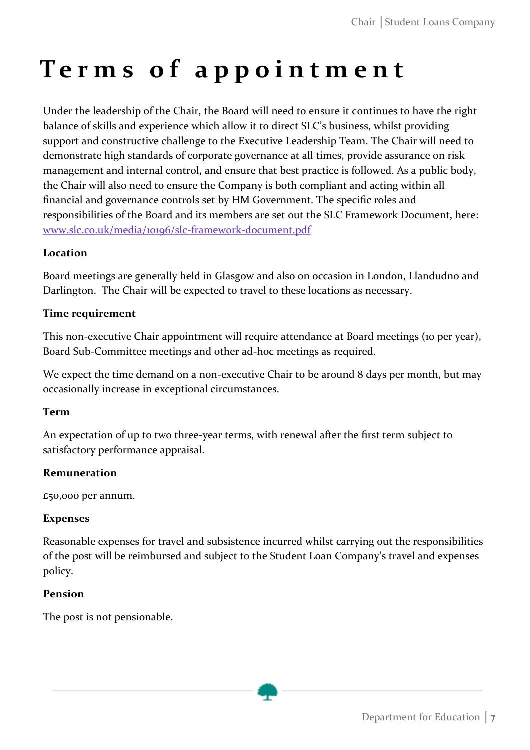# Terms of appointment

Under the leadership of the Chair, the Board will need to ensure it continues to have the right balance of skills and experience which allow it to direct SLC's business, whilst providing support and constructive challenge to the Executive Leadership Team. The Chair will need to demonstrate high standards of corporate governance at all times, provide assurance on risk management and internal control, and ensure that best practice is followed. As a public body, the Chair will also need to ensure the Company is both compliant and acting within all financial and governance controls set by HM Government. The specific roles and responsibilities of the Board and its members are set out the SLC Framework Document, here: [www.slc.co.uk/media/10196/slc-framework-document.pdf](www.slc.co.uk/media/10196/slc-framework-document.pdf)

**Location**

Board meetings are generally held in Glasgow and also on occasion in London, Llandudno and Darlington. The Chair will be expected to travel to these locations as necessary.

**Time requirement**

This non-executive Chair appointment will require attendance at Board meetings (10 per year), Board Sub-Committee meetings and other ad-hoc meetings as required.

We expect the time demand on a non-executive Chair to be around 8 days per month, but may occasionally increase in exceptional circumstances.

**Term**

An expectation of up to two three-year terms, with renewal after the first term subject to satisfactory performance appraisal.

**Remuneration**

£50,000 per annum.

**Expenses**

Reasonable expenses for travel and subsistence incurred whilst carrying out the responsibilities of the post will be reimbursed and subject to the Student Loan Company's travel and expenses policy.

**Pension**

The post is not pensionable.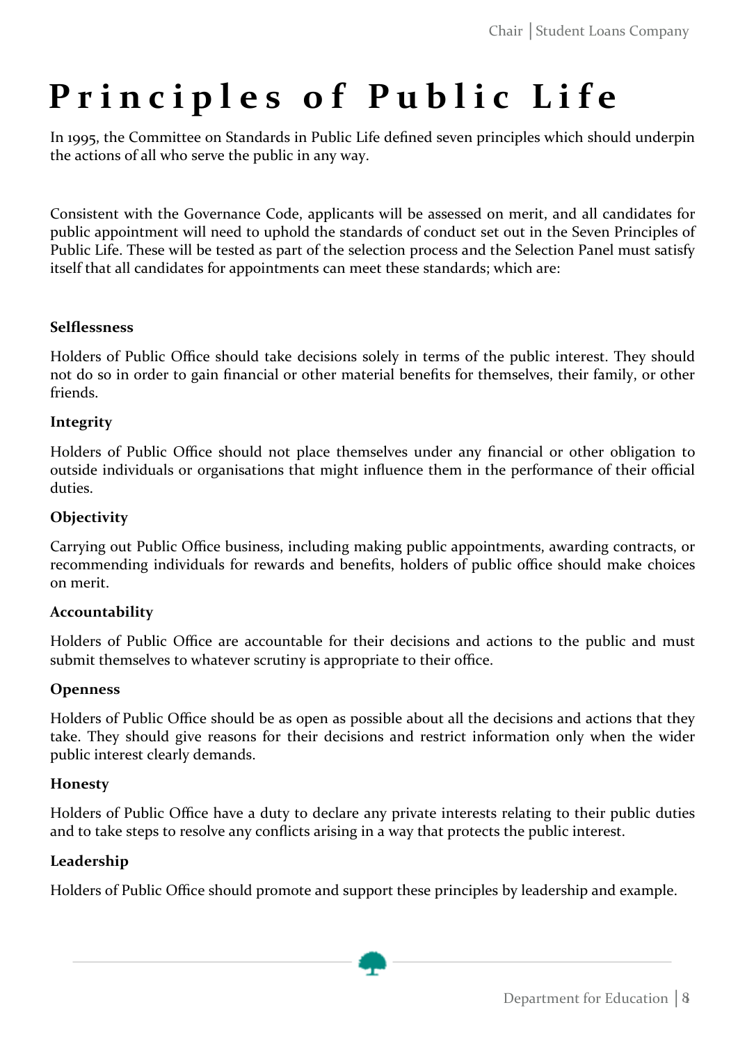# Principles of Public Life

In 1995, the Committee on Standards in Public Life defined seven principles which should underpin the actions of all who serve the public in any way.

Consistent with the Governance Code, applicants will be assessed on merit, and all candidates for public appointment will need to uphold the standards of conduct set out in the Seven Principles of Public Life. These will be tested as part of the selection process and the Selection Panel must satisfy itself that all candidates for appointments can meet these standards; which are:

**Selflessness**

Holders of Public Office should take decisions solely in terms of the public interest. They should not do so in order to gain financial or other material benefits for themselves, their family, or other friends.

**Integrity**

Holders of Public Office should not place themselves under any financial or other obligation to outside individuals or organisations that might influence them in the performance of their official duties.

**Objectivity**

Carrying out Public Office business, including making public appointments, awarding contracts, or recommending individuals for rewards and benefits, holders of public office should make choices on merit.

**Accountability**

Holders of Public Office are accountable for their decisions and actions to the public and must submit themselves to whatever scrutiny is appropriate to their office.

**Openness**

Holders of Public Office should be as open as possible about all the decisions and actions that they take. They should give reasons for their decisions and restrict information only when the wider public interest clearly demands.

**Honesty**

Holders of Public Office have a duty to declare any private interests relating to their public duties and to take steps to resolve any conflicts arising in a way that protects the public interest.

**Leadership**

Holders of Public Office should promote and support these principles by leadership and example.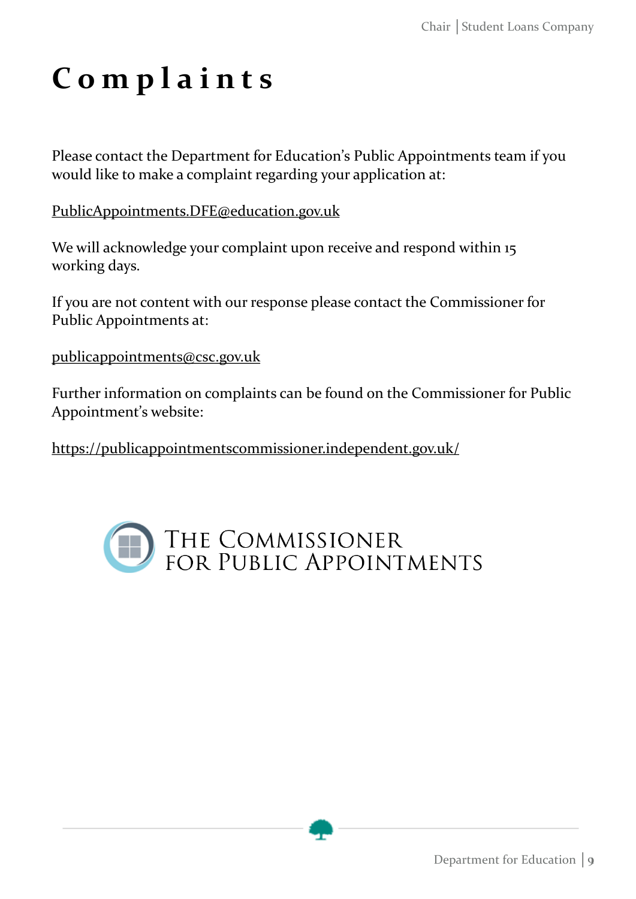# Complaints

Please contact the Department for Education's Public Appointments team if you would like to make a complaint regarding your application at:

PublicAppointments.DFE@education.gov.uk

We will acknowledge your complaint upon receive and respond within 15 working days.

If you are not content with our response please contact the Commissioner for Public Appointments at:

publicappointments@csc.gov.uk

Further information on complaints can be found on the Commissioner for Public Appointment's website:

https://publicappointmentscommissioner.independent.gov.uk/

THE COMMISSIONER FOR PUBLIC APPOINTMENTS